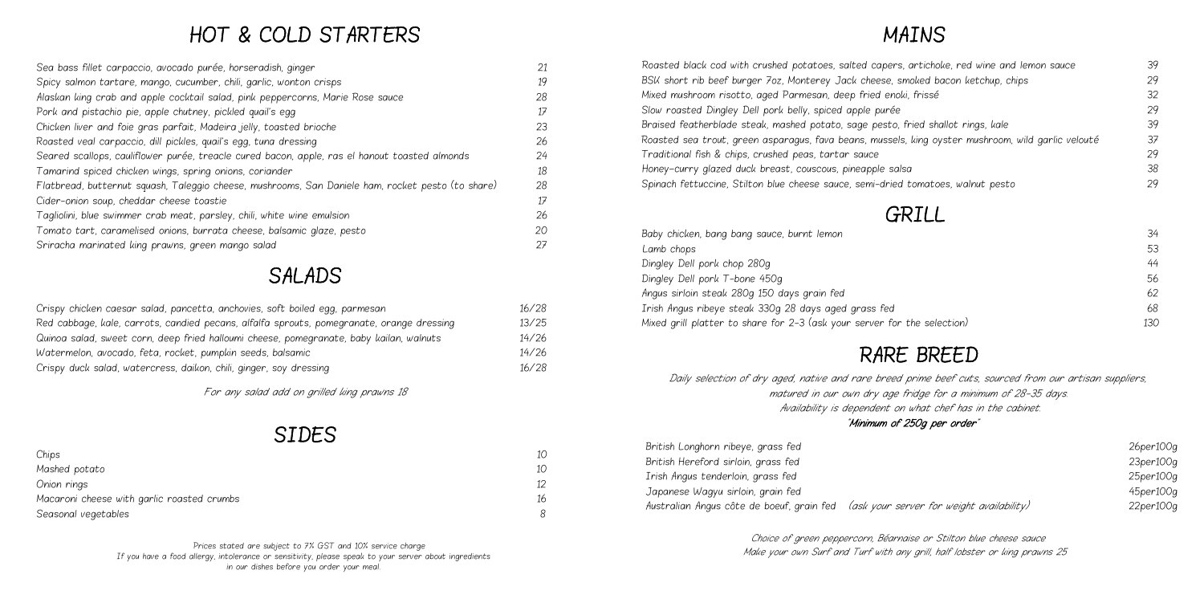# HOT & COLD STARTERS

| | |
|---|---|
| Sea bass fillet carpaccio, avocado purée, horseradish, ginger | 21 |
| Spicy salmon tartare, mango, cucumber, chili, garlic, wonton crisps | 19 |
| Alaskan king crab and apple cocktail salad, pink peppercorns, Marie Rose sauce | 28 |
| Pork and pistachio pie, apple chutney, pickled quail's egg | 17 |
| Chicken liver and foie gras parfait, Madeira jelly, toasted brioche | 23 |
| Roasted veal carpaccio, dill pickles, quail's egg, tuna dressing | 26 |
| Seared scallops, cauliflower purée, treacle cured bacon, apple, ras el hanout toasted almonds | 24 |
| Tamarind spiced chicken wings, spring onions, coriander | 18 |
| Flatbread, butternut squash, Taleggio cheese, mushrooms, San Daniele ham, rocket pesto (to share) | 28 |
| Cider-onion soup, cheddar cheese toastie | 17 |
| Tagliolini, blue swimmer crab meat, parsley, chili, white wine emulsion | 26 |
| Tomato tart, caramelised onions, burrata cheese, balsamic glaze, pesto | 20 |
| Sriracha marinated king prawns, green mango salad | 27 |

# SALADS

| | |
|---|---|
| Crispy chicken caesar salad, pancetta, anchovies, soft boiled egg, parmesan | 16/28 |
| Red cabbage, kale, carrots, candied pecans, alfalfa sprouts, pomegranate, orange dressing | 13/25 |
| Quinoa salad, sweet corn, deep fried halloumi cheese, pomegranate, baby kailan, walnuts | 14/26 |
| Watermelon, avocado, feta, rocket, pumpkin seeds, balsamic | 14/26 |
| Crispy duck salad, watercress, daikon, chili, ginger, soy dressing | 16/28 |

*For any salad add on grilled king prawns 18*

# SIDES

| | |
|---|---|
| Chips | 10 |
| Mashed potato | 10 |
| Onion rings | 12 |
| Macaroni cheese with garlic roasted crumbs | 16 |
| Seasonal vegetables | 8 |

Prices stated are subject to 7% GST and 10% service charge
If you have a food allergy, intolerance or sensitivity, please speak to your server about ingredients in our dishes before you order your meal.

# MAINS

| | |
|---|---|
| Roasted black cod with crushed potatoes, salted capers, artichoke, red wine and lemon sauce | 39 |
| BSK short rib beef burger 7oz, Monterey Jack cheese, smoked bacon ketchup, chips | 29 |
| Mixed mushroom risotto, aged Parmesan, deep fried enoki, frissé | 32 |
| Slow roasted Dingley Dell pork belly, spiced apple purée | 29 |
| Braised featherblade steak, mashed potato, sage pesto, fried shallot rings, kale | 39 |
| Roasted sea trout, green asparagus, fava beans, mussels, king oyster mushroom, wild garlic velouté | 37 |
| Traditional fish & chips, crushed peas, tartar sauce | 29 |
| Honey-curry glazed duck breast, couscous, pineapple salsa | 38 |
| Spinach fettuccine, Stilton blue cheese sauce, semi-dried tomatoes, walnut pesto | 29 |

# GRILL

| | |
|---|---|
| Baby chicken, bang bang sauce, burnt lemon | 34 |
| Lamb chops | 53 |
| Dingley Dell pork chop 280g | 44 |
| Dingley Dell pork T-bone 450g | 56 |
| Angus sirloin steak 280g 150 days grain fed | 62 |
| Irish Angus ribeye steak 330g 28 days aged grass fed | 68 |
| Mixed grill platter to share for 2-3 (ask your server for the selection) | 130 |

# RARE BREED

*Daily selection of dry aged, native and rare breed prime beef cuts, sourced from our artisan suppliers, matured in our own dry age fridge for a minimum of 28-35 days. Availability is dependent on what chef has in the cabinet.*

***"Minimum of 250g per order"***

| | |
|---|---|
| British Longhorn ribeye, grass fed | 26per100g |
| British Hereford sirloin, grass fed | 23per100g |
| Irish Angus tenderloin, grass fed | 25per100g |
| Japanese Wagyu sirloin, grain fed | 45per100g |
| Australian Angus côte de boeuf, grain fed *(ask your server for weight availability)* | 22per100g |

*Choice of green peppercorn, Béarnaise or Stilton blue cheese sauce*
*Make your own Surf and Turf with any grill, half lobster or king prawns 25*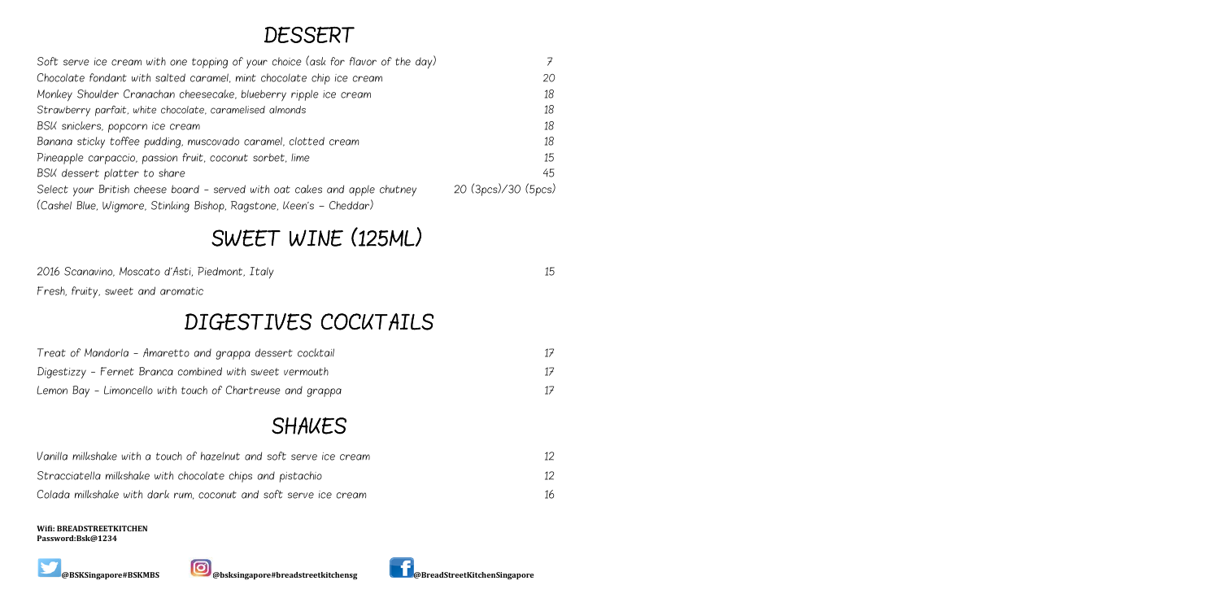# DESSERT

| | |
|---|---|
| Soft serve ice cream with one topping of your choice (ask for flavor of the day) | 7 |
| Chocolate fondant with salted caramel, mint chocolate chip ice cream | 20 |
| Monkey Shoulder Cranachan cheesecake, blueberry ripple ice cream | 18 |
| Strawberry parfait, white chocolate, caramelised almonds | 18 |
| BSK snickers, popcorn ice cream | 18 |
| Banana sticky toffee pudding, muscovado caramel, clotted cream | 18 |
| Pineapple carpaccio, passion fruit, coconut sorbet, lime | 15 |
| BSK dessert platter to share | 45 |
| Select your British cheese board - served with oat cakes and apple chutney (Cashel Blue, Wigmore, Stinking Bishop, Ragstone, Keen's – Cheddar) | 20 (3pcs)/30 (5pcs) |

# SWEET WINE (125ML)

| | |
|---|---|
| 2016 Scanavino, Moscato d'Asti, Piedmont, Italy<br>Fresh, fruity, sweet and aromatic | 15 |

# DIGESTIVES COCKTAILS

| | |
|---|---|
| Treat of Mandorla – Amaretto and grappa dessert cocktail | 17 |
| Digestizzy – Fernet Branca combined with sweet vermouth | 17 |
| Lemon Bay – Limoncello with touch of Chartreuse and grappa | 17 |

# SHAKES

| | |
|---|---|
| Vanilla milkshake with a touch of hazelnut and soft serve ice cream | 12 |
| Stracciatella milkshake with chocolate chips and pistachio | 12 |
| Colada milkshake with dark rum, coconut and soft serve ice cream | 16 |

**Wifi: BREADSTREETKITCHEN**
**Password:Bsk@1234**

**@BSKSingapore#BSKMBS** **@bsksingapore#breadstreetkitchensg** **@BreadStreetKitchenSingapore**